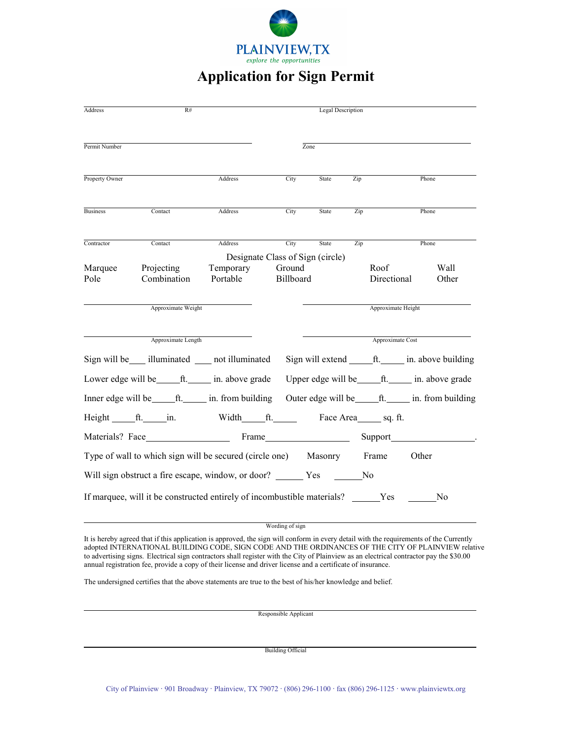PLAINVIEW, TX

*explore the opportunities*

# Application for Sign Permit

Address R# Legal Description

Permit Number Zone

Property Owner Address City State Zip Phone

Business Contact Address City State Zip Phone

Contractor Contact Address City State Zip Phone

Designate Class of Sign (circle)

| | | | | | |
|---|---|---|---|---|---|
| Marquee | Projecting | Temporary | Ground | Roof | Wall |
| Pole | Combination | Portable | Billboard | Directional | Other |

Approximate Weight Approximate Height

Approximate Length Approximate Cost

Sign will be\_\_\_\_ illuminated \_\_\_\_ not illuminated Sign will extend \_\_\_\_\_ft.\_\_\_\_\_ in. above building

Lower edge will be\_\_\_\_\_ft.\_\_\_\_\_ in. above grade Upper edge will be\_\_\_\_\_ft.\_\_\_\_\_ in. above grade

Inner edge will be\_\_\_\_\_ft.\_\_\_\_\_ in. from building Outer edge will be\_\_\_\_\_ft.\_\_\_\_\_ in. from building

Height \_\_\_\_\_ft.\_\_\_\_\_in. Width\_\_\_\_\_ft.\_\_\_\_\_ Face Area\_\_\_\_\_ sq. ft.

Materials? Face\_\_\_\_\_\_\_\_\_\_\_\_\_\_\_\_\_\_ Frame\_\_\_\_\_\_\_\_\_\_\_\_\_\_\_\_\_\_ Support\_\_\_\_\_\_\_\_\_\_\_\_\_\_\_\_\_\_.

Type of wall to which sign will be secured (circle one) Masonry Frame Other

Will sign obstruct a fire escape, window, or door? \_\_\_\_\_\_ Yes \_\_\_\_\_\_No

If marquee, will it be constructed entirely of incombustible materials? \_\_\_\_\_\_Yes \_\_\_\_\_\_No

Wording of sign

It is hereby agreed that if this application is approved, the sign will conform in every detail with the requirements of the Currently adopted INTERNATIONAL BUILDING CODE, SIGN CODE AND THE ORDINANCES OF THE CITY OF PLAINVIEW relative to advertising signs. Electrical sign contractors shall register with the City of Plainview as an electrical contractor pay the $30.00 annual registration fee, provide a copy of their license and driver license and a certificate of insurance.

The undersigned certifies that the above statements are true to the best of his/her knowledge and belief.

Responsible Applicant

Building Official

City of Plainview · 901 Broadway · Plainview, TX 79072 · (806) 296-1100 · fax (806) 296-1125 · www.plainviewtx.org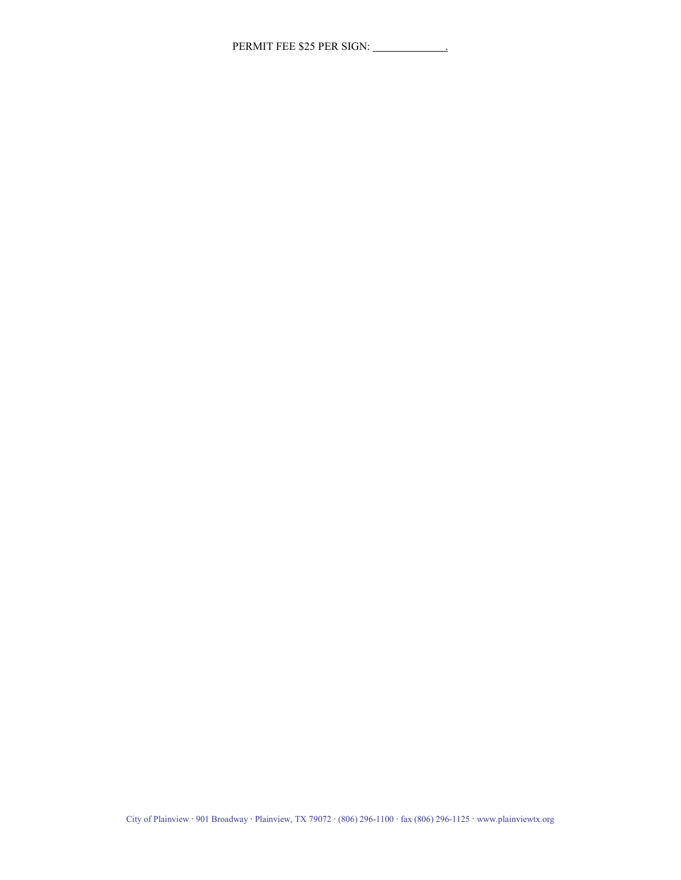PERMIT FEE $25 PER SIGN: \_\_\_\_\_\_\_\_\_\_\_\_\_.

City of Plainview · 901 Broadway · Plainview, TX 79072 · (806) 296-1100 · fax (806) 296-1125 · www.plainviewtx.org